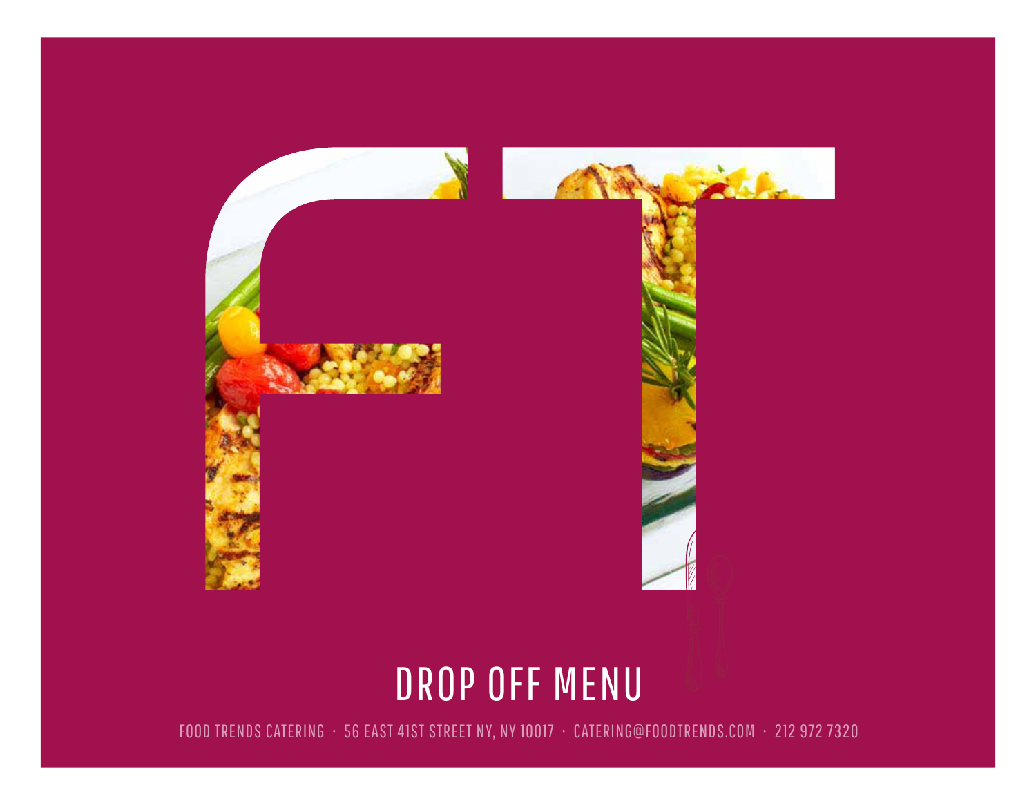# FT

## DROP OFF MENU

FOOD TRENDS CATERING · 56 EAST 41ST STREET NY, NY 10017 · CATERING@FOODTRENDS.COM · 212 972 7320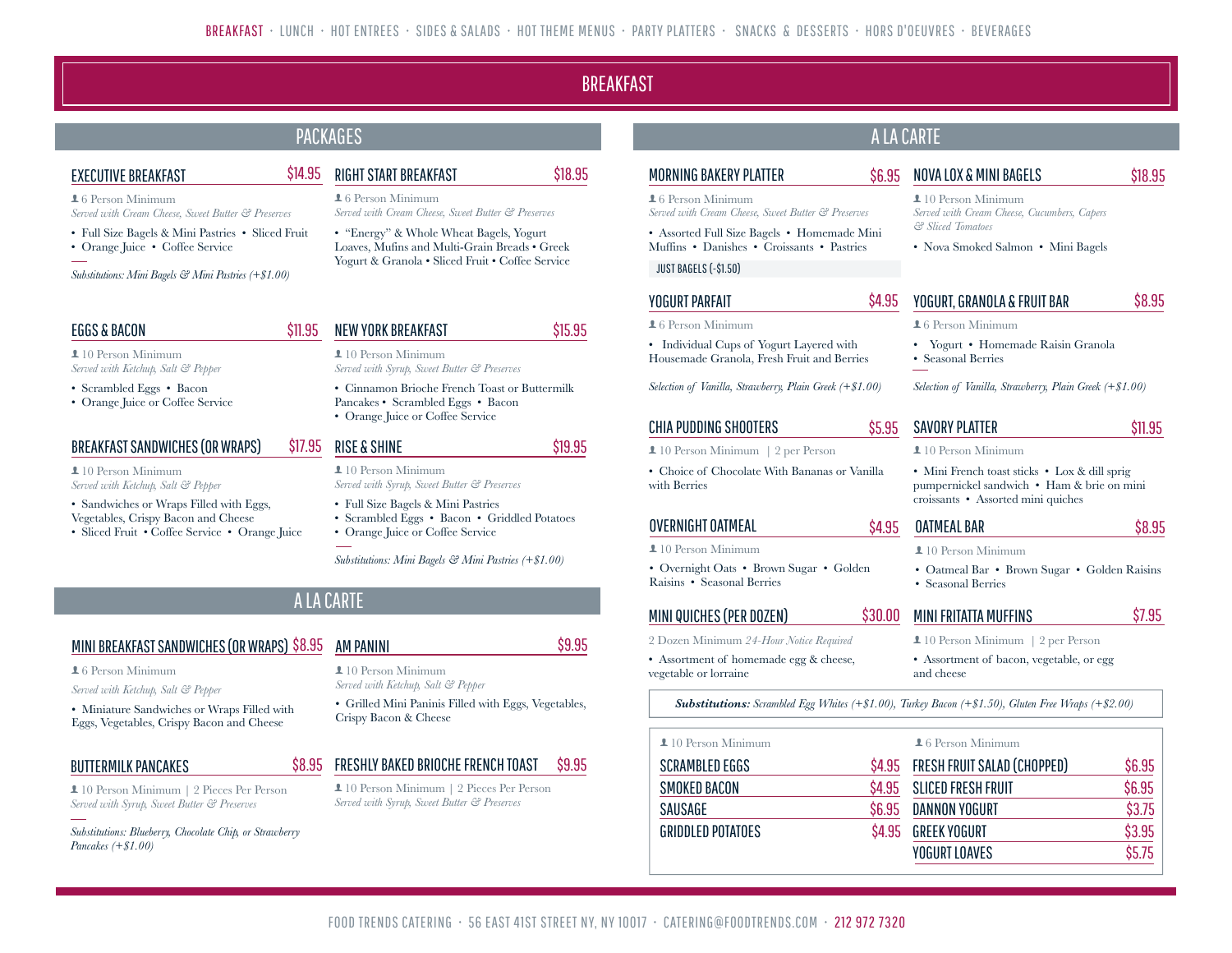BREAKFAST · LUNCH · HOT ENTREES · SIDES & SALADS · HOT THEME MENUS · PARTY PLATTERS · SNACKS & DESSERTS · HORS D'OEUVRES · BEVERAGES

# BREAKFAST

## PACKAGES

### EXECUTIVE BREAKFAST $14.95

6 Person Minimum
*Served with Cream Cheese, Sweet Butter & Preserves*

- Full Size Bagels & Mini Pastries • Sliced Fruit
- Orange Juice • Coffee Service

*Substitutions: Mini Bagels & Mini Pastries (+$1.00)*

### RIGHT START BREAKFAST $18.95

6 Person Minimum
*Served with Cream Cheese, Sweet Butter & Preserves*

- "Energy" & Whole Wheat Bagels, Yogurt Loaves, Mufins and Multi-Grain Breads • Greek Yogurt & Granola • Sliced Fruit • Coffee Service

### EGGS & BACON $11.95

10 Person Minimum
*Served with Ketchup, Salt & Pepper*

- Scrambled Eggs • Bacon
- Orange Juice or Coffee Service

### NEW YORK BREAKFAST $15.95

10 Person Minimum
*Served with Syrup, Sweet Butter & Preserves*

- Cinnamon Brioche French Toast or Buttermilk Pancakes • Scrambled Eggs • Bacon
- Orange Juice or Coffee Service

### BREAKFAST SANDWICHES (OR WRAPS) $17.95

10 Person Minimum
*Served with Ketchup, Salt & Pepper*

- Sandwiches or Wraps Filled with Eggs, Vegetables, Crispy Bacon and Cheese
- Sliced Fruit • Coffee Service • Orange Juice

### RISE & SHINE $19.95

10 Person Minimum
*Served with Syrup, Sweet Butter & Preserves*

- Full Size Bagels & Mini Pastries
- Scrambled Eggs • Bacon • Griddled Potatoes
- Orange Juice or Coffee Service

*Substitutions: Mini Bagels & Mini Pastries (+$1.00)*

## A LA CARTE

### MINI BREAKFAST SANDWICHES (OR WRAPS) $8.95

6 Person Minimum
*Served with Ketchup, Salt & Pepper*

- Miniature Sandwiches or Wraps Filled with Eggs, Vegetables, Crispy Bacon and Cheese

### AM PANINI $9.95

10 Person Minimum
*Served with Ketchup, Salt & Pepper*

- Grilled Mini Paninis Filled with Eggs, Vegetables, Crispy Bacon & Cheese

### BUTTERMILK PANCAKES $8.95

10 Person Minimum | 2 Pieces Per Person
*Served with Syrup, Sweet Butter & Preserves*

*Substitutions: Blueberry, Chocolate Chip, or Strawberry Pancakes (+$1.00)*

### FRESHLY BAKED BRIOCHE FRENCH TOAST $9.95

10 Person Minimum | 2 Pieces Per Person
*Served with Syrup, Sweet Butter & Preserves*

## A LA CARTE

### MORNING BAKERY PLATTER $6.95

6 Person Minimum
*Served with Cream Cheese, Sweet Butter & Preserves*

- Assorted Full Size Bagels • Homemade Mini Muffins • Danishes • Croissants • Pastries

JUST BAGELS (-$1.50)

### NOVA LOX & MINI BAGELS $18.95

10 Person Minimum
*Served with Cream Cheese, Cucumbers, Capers & Sliced Tomatoes*

- Nova Smoked Salmon • Mini Bagels

### YOGURT PARFAIT $4.95

6 Person Minimum

- Individual Cups of Yogurt Layered with Housemade Granola, Fresh Fruit and Berries

*Selection of Vanilla, Strawberry, Plain Greek (+$1.00)*

### YOGURT, GRANOLA & FRUIT BAR $8.95

6 Person Minimum

- Yogurt • Homemade Raisin Granola
- Seasonal Berries

*Selection of Vanilla, Strawberry, Plain Greek (+$1.00)*

### CHIA PUDDING SHOOTERS $5.95

10 Person Minimum | 2 per Person

- Choice of Chocolate With Bananas or Vanilla with Berries

### SAVORY PLATTER $11.95

10 Person Minimum

- Mini French toast sticks • Lox & dill sprig pumpernickel sandwich • Ham & brie on mini croissants • Assorted mini quiches

### OVERNIGHT OATMEAL $4.95

10 Person Minimum

- Overnight Oats • Brown Sugar • Golden Raisins • Seasonal Berries

### OATMEAL BAR $8.95

10 Person Minimum

- Oatmeal Bar • Brown Sugar • Golden Raisins
- Seasonal Berries

### MINI QUICHES (PER DOZEN) $30.00

2 Dozen Minimum *24-Hour Notice Required*

- Assortment of homemade egg & cheese, vegetable or lorraine

### MINI FRITATTA MUFFINS $7.95

10 Person Minimum | 2 per Person

- Assortment of bacon, vegetable, or egg and cheese

***Substitutions:*** *Scrambled Egg Whites (+$1.00), Turkey Bacon (+$1.50), Gluten Free Wraps (+$2.00)*

10 Person Minimum

| Item | Price |
|---|---|
| SCRAMBLED EGGS | $4.95 |
| SMOKED BACON | $4.95 |
| SAUSAGE | $6.95 |
| GRIDDLED POTATOES | $4.95 |

6 Person Minimum

| Item | Price |
|---|---|
| FRESH FRUIT SALAD (CHOPPED) | $6.95 |
| SLICED FRESH FRUIT | $6.95 |
| DANNON YOGURT | $3.75 |
| GREEK YOGURT | $3.95 |
| YOGURT LOAVES | $5.75 |

FOOD TRENDS CATERING · 56 EAST 41ST STREET NY, NY 10017 · CATERING@FOODTRENDS.COM · 212 972 7320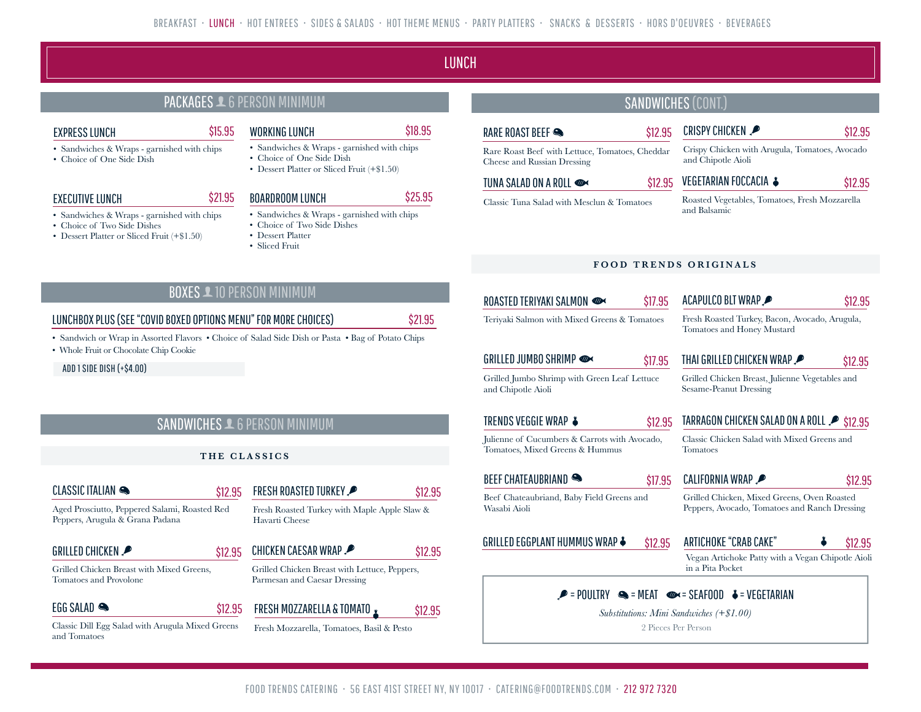BREAKFAST · LUNCH · HOT ENTREES · SIDES & SALADS · HOT THEME MENUS · PARTY PLATTERS · SNACKS & DESSERTS · HORS D'OEUVRES · BEVERAGES

# LUNCH

## PACKAGES — 6 PERSON MINIMUM

### EXPRESS LUNCH — $15.95
- Sandwiches & Wraps - garnished with chips
- Choice of One Side Dish

### WORKING LUNCH — $18.95
- Sandwiches & Wraps - garnished with chips
- Choice of One Side Dish
- Dessert Platter or Sliced Fruit (+$1.50)

### EXECUTIVE LUNCH — $21.95
- Sandwiches & Wraps - garnished with chips
- Choice of Two Side Dishes
- Dessert Platter or Sliced Fruit (+$1.50)

### BOARDROOM LUNCH — $25.95
- Sandwiches & Wraps - garnished with chips
- Choice of Two Side Dishes
- Dessert Platter
- Sliced Fruit

## BOXES — 10 PERSON MINIMUM

### LUNCHBOX PLUS (SEE "COVID BOXED OPTIONS MENU" FOR MORE CHOICES) — $21.95
- Sandwich or Wrap in Assorted Flavors
- Choice of Salad Side Dish or Pasta
- Bag of Potato Chips
- Whole Fruit or Chocolate Chip Cookie

ADD 1 SIDE DISH (+$4.00)

## SANDWICHES — 6 PERSON MINIMUM

### THE CLASSICS

**CLASSIC ITALIAN** (Meat) — $12.95
Aged Prosciutto, Peppered Salami, Roasted Red Peppers, Arugula & Grana Padana

**FRESH ROASTED TURKEY** (Poultry) — $12.95
Fresh Roasted Turkey with Maple Apple Slaw & Havarti Cheese

**GRILLED CHICKEN** (Poultry) — $12.95
Grilled Chicken Breast with Mixed Greens, Tomatoes and Provolone

**CHICKEN CAESAR WRAP** (Poultry) — $12.95
Grilled Chicken Breast with Lettuce, Peppers, Parmesan and Caesar Dressing

**EGG SALAD** (Meat) — $12.95
Classic Dill Egg Salad with Arugula Mixed Greens and Tomatoes

**FRESH MOZZARELLA & TOMATO** (Vegetarian) — $12.95
Fresh Mozzarella, Tomatoes, Basil & Pesto

## SANDWICHES (CONT.)

**RARE ROAST BEEF** (Meat) — $12.95
Rare Roast Beef with Lettuce, Tomatoes, Cheddar Cheese and Russian Dressing

**CRISPY CHICKEN** (Poultry) — $12.95
Crispy Chicken with Arugula, Tomatoes, Avocado and Chipotle Aioli

**TUNA SALAD ON A ROLL** (Seafood) — $12.95
Classic Tuna Salad with Mesclun & Tomatoes

**VEGETARIAN FOCCACIA** (Vegetarian) — $12.95
Roasted Vegetables, Tomatoes, Fresh Mozzarella and Balsamic

### FOOD TRENDS ORIGINALS

**ROASTED TERIYAKI SALMON** (Seafood) — $17.95
Teriyaki Salmon with Mixed Greens & Tomatoes

**ACAPULCO BLT WRAP** (Poultry) — $12.95
Fresh Roasted Turkey, Bacon, Avocado, Arugula, Tomatoes and Honey Mustard

**GRILLED JUMBO SHRIMP** (Seafood) — $17.95
Grilled Jumbo Shrimp with Green Leaf Lettuce and Chipotle Aioli

**THAI GRILLED CHICKEN WRAP** (Poultry) — $12.95
Grilled Chicken Breast, Julienne Vegetables and Sesame-Peanut Dressing

**TRENDS VEGGIE WRAP** (Vegetarian) — $12.95
Julienne of Cucumbers & Carrots with Avocado, Tomatoes, Mixed Greens & Hummus

**TARRAGON CHICKEN SALAD ON A ROLL** (Poultry) — $12.95
Classic Chicken Salad with Mixed Greens and Tomatoes

**BEEF CHATEAUBRIAND** (Meat) — $17.95
Beef Chateaubriand, Baby Field Greens and Wasabi Aioli

**CALIFORNIA WRAP** (Poultry) — $12.95
Grilled Chicken, Mixed Greens, Oven Roasted Peppers, Avocado, Tomatoes and Ranch Dressing

**GRILLED EGGPLANT HUMMUS WRAP** (Vegetarian) — $12.95

**ARTICHOKE "CRAB CAKE"** (Vegetarian) — $12.95
Vegan Artichoke Patty with a Vegan Chipotle Aioli in a Pita Pocket

= POULTRY · = MEAT · = SEAFOOD · = VEGETARIAN

*Substitutions: Mini Sandwiches (+$1.00)*

2 Pieces Per Person

FOOD TRENDS CATERING · 56 EAST 41ST STREET NY, NY 10017 · CATERING@FOODTRENDS.COM · 212 972 7320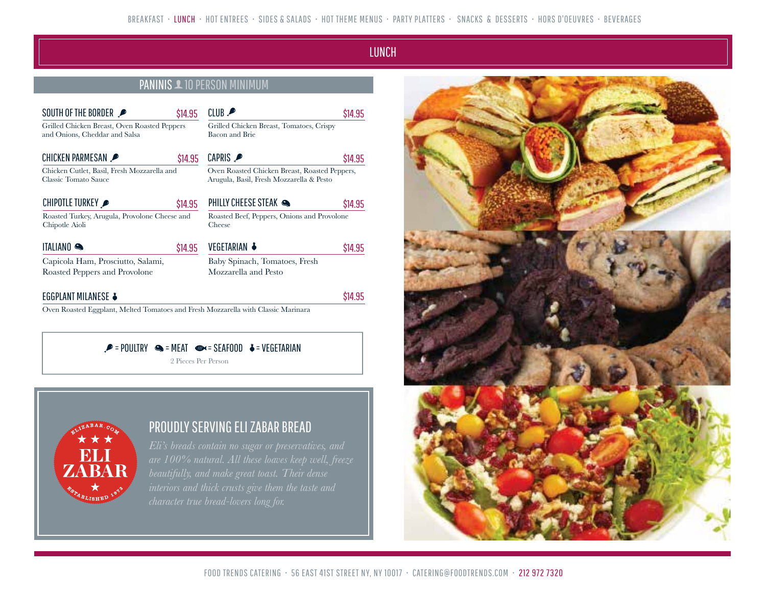BREAKFAST · LUNCH · HOT ENTREES · SIDES & SALADS · HOT THEME MENUS · PARTY PLATTERS · SNACKS & DESSERTS · HORS D'OEUVRES · BEVERAGES

# LUNCH

## PANINIS 10 PERSON MINIMUM

**SOUTH OF THE BORDER** (Poultry) — $14.95
Grilled Chicken Breast, Oven Roasted Peppers and Onions, Cheddar and Salsa

**CLUB** (Poultry) — $14.95
Grilled Chicken Breast, Tomatoes, Crispy Bacon and Brie

**CHICKEN PARMESAN** (Poultry) — $14.95
Chicken Cutlet, Basil, Fresh Mozzarella and Classic Tomato Sauce

**CAPRIS** (Poultry) — $14.95
Oven Roasted Chicken Breast, Roasted Peppers, Arugula, Basil, Fresh Mozzarella & Pesto

**CHIPOTLE TURKEY** (Poultry) — $14.95
Roasted Turkey, Arugula, Provolone Cheese and Chipotle Aioli

**PHILLY CHEESE STEAK** (Meat) — $14.95
Roasted Beef, Peppers, Onions and Provolone Cheese

**ITALIANO** (Meat) — $14.95
Capicola Ham, Prosciutto, Salami, Roasted Peppers and Provolone

**VEGETARIAN** (Vegetarian) — $14.95
Baby Spinach, Tomatoes, Fresh Mozzarella and Pesto

**EGGPLANT MILANESE** (Vegetarian) — $14.95
Oven Roasted Eggplant, Melted Tomatoes and Fresh Mozzarella with Classic Marinara

= POULTRY = MEAT = SEAFOOD = VEGETARIAN

2 Pieces Per Person

## PROUDLY SERVING ELI ZABAR BREAD

ELIZABAR.COM — ELI ZABAR — ESTABLISHED 1973

*Eli's breads contain no sugar or preservatives, and are 100% natural. All these loaves keep well, freeze beautifully, and make great toast. Their dense interiors and thick crusts give them the taste and character true bread-lovers long for.*

FOOD TRENDS CATERING · 56 EAST 41ST STREET NY, NY 10017 · CATERING@FOODTRENDS.COM · 212 972 7320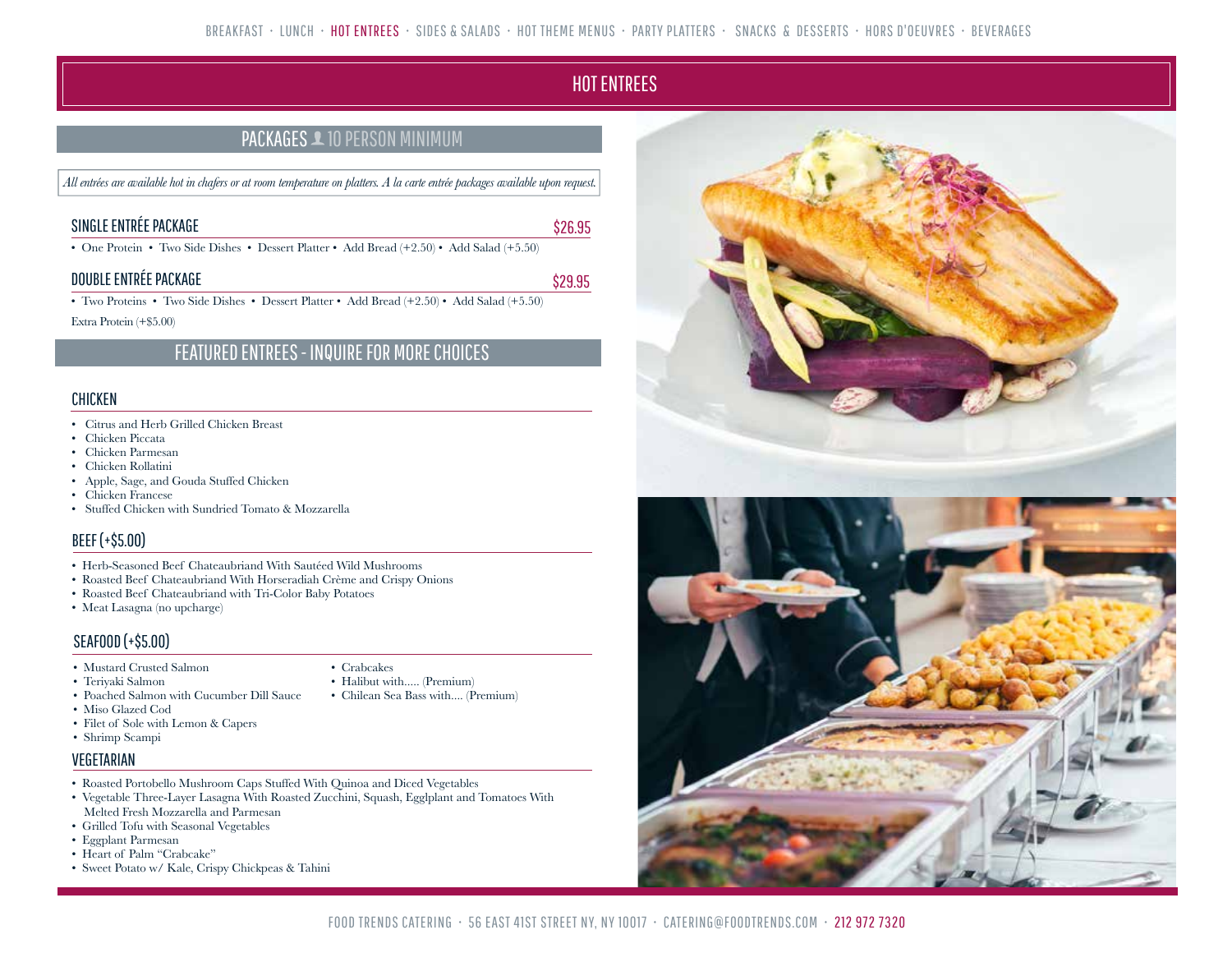# HOT ENTREES

## PACKAGES 10 PERSON MINIMUM

*All entrées are available hot in chafers or at room temperature on platters. A la carte entrée packages available upon request.*

### SINGLE ENTRÉE PACKAGE — $26.95

• One Protein • Two Side Dishes • Dessert Platter • Add Bread (+2.50) • Add Salad (+5.50)

### DOUBLE ENTRÉE PACKAGE — $29.95

• Two Proteins • Two Side Dishes • Dessert Platter • Add Bread (+2.50) • Add Salad (+5.50)

Extra Protein (+$5.00)

## FEATURED ENTREES - INQUIRE FOR MORE CHOICES

### CHICKEN

- Citrus and Herb Grilled Chicken Breast
- Chicken Piccata
- Chicken Parmesan
- Chicken Rollatini
- Apple, Sage, and Gouda Stuffed Chicken
- Chicken Francese
- Stuffed Chicken with Sundried Tomato & Mozzarella

### BEEF (+$5.00)

- Herb-Seasoned Beef Chateaubriand With Sautéed Wild Mushrooms
- Roasted Beef Chateaubriand With Horseradiah Crème and Crispy Onions
- Roasted Beef Chateaubriand with Tri-Color Baby Potatoes
- Meat Lasagna (no upcharge)

### SEAFOOD (+$5.00)

- Mustard Crusted Salmon
- Teriyaki Salmon
- Poached Salmon with Cucumber Dill Sauce
- Miso Glazed Cod
- Filet of Sole with Lemon & Capers
- Shrimp Scampi
- Crabcakes
- Halibut with..... (Premium)
- Chilean Sea Bass with.... (Premium)

### VEGETARIAN

- Roasted Portobello Mushroom Caps Stuffed With Quinoa and Diced Vegetables
- Vegetable Three-Layer Lasagna With Roasted Zucchini, Squash, Egglplant and Tomatoes With Melted Fresh Mozzarella and Parmesan
- Grilled Tofu with Seasonal Vegetables
- Eggplant Parmesan
- Heart of Palm "Crabcake"
- Sweet Potato w/ Kale, Crispy Chickpeas & Tahini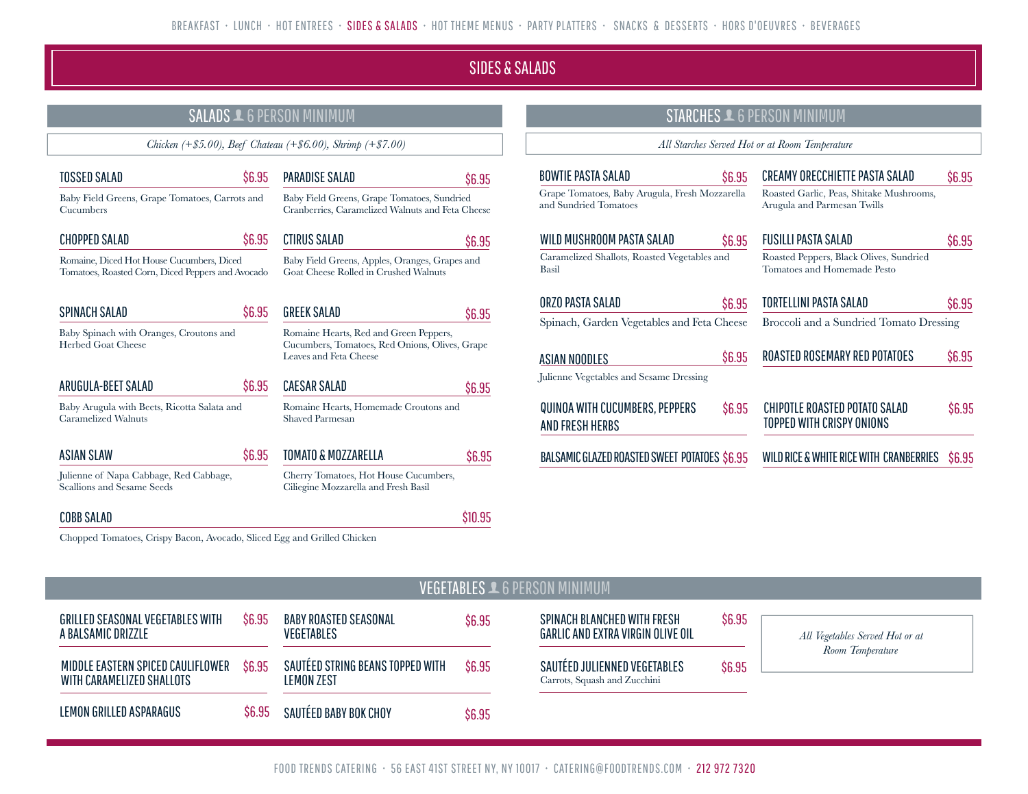BREAKFAST · LUNCH · HOT ENTREES · SIDES & SALADS · HOT THEME MENUS · PARTY PLATTERS · SNACKS & DESSERTS · HORS D'OEUVRES · BEVERAGES

# SIDES & SALADS

## SALADS 6 PERSON MINIMUM

*Chicken (+$5.00), Beef Chateau (+$6.00), Shrimp (+$7.00)*

### TOSSED SALAD $6.95
Baby Field Greens, Grape Tomatoes, Carrots and Cucumbers

### PARADISE SALAD $6.95
Baby Field Greens, Grape Tomatoes, Sundried Cranberries, Caramelized Walnuts and Feta Cheese

### CHOPPED SALAD $6.95
Romaine, Diced Hot House Cucumbers, Diced Tomatoes, Roasted Corn, Diced Peppers and Avocado

### CTIRUS SALAD $6.95
Baby Field Greens, Apples, Oranges, Grapes and Goat Cheese Rolled in Crushed Walnuts

### SPINACH SALAD $6.95
Baby Spinach with Oranges, Croutons and Herbed Goat Cheese

### GREEK SALAD $6.95
Romaine Hearts, Red and Green Peppers, Cucumbers, Tomatoes, Red Onions, Olives, Grape Leaves and Feta Cheese

### ARUGULA-BEET SALAD $6.95
Baby Arugula with Beets, Ricotta Salata and Caramelized Walnuts

### CAESAR SALAD $6.95
Romaine Hearts, Homemade Croutons and Shaved Parmesan

### ASIAN SLAW $6.95
Julienne of Napa Cabbage, Red Cabbage, Scallions and Sesame Seeds

### TOMATO & MOZZARELLA $6.95
Cherry Tomatoes, Hot House Cucumbers, Ciliegine Mozzarella and Fresh Basil

### COBB SALAD $10.95
Chopped Tomatoes, Crispy Bacon, Avocado, Sliced Egg and Grilled Chicken

## STARCHES 6 PERSON MINIMUM

*All Starches Served Hot or at Room Temperature*

### BOWTIE PASTA SALAD $6.95
Grape Tomatoes, Baby Arugula, Fresh Mozzarella and Sundried Tomatoes

### CREAMY ORECCHIETTE PASTA SALAD $6.95
Roasted Garlic, Peas, Shitake Mushrooms, Arugula and Parmesan Twills

### WILD MUSHROOM PASTA SALAD $6.95
Caramelized Shallots, Roasted Vegetables and Basil

### FUSILLI PASTA SALAD $6.95
Roasted Peppers, Black Olives, Sundried Tomatoes and Homemade Pesto

### ORZO PASTA SALAD $6.95
Spinach, Garden Vegetables and Feta Cheese

### TORTELLINI PASTA SALAD $6.95
Broccoli and a Sundried Tomato Dressing

### ASIAN NOODLES $6.95
Julienne Vegetables and Sesame Dressing

### ROASTED ROSEMARY RED POTATOES $6.95

### QUINOA WITH CUCUMBERS, PEPPERS AND FRESH HERBS $6.95

### CHIPOTLE ROASTED POTATO SALAD TOPPED WITH CRISPY ONIONS $6.95

### BALSAMIC GLAZED ROASTED SWEET POTATOES $6.95

### WILD RICE & WHITE RICE WITH CRANBERRIES $6.95

## VEGETABLES 6 PERSON MINIMUM

*All Vegetables Served Hot or at Room Temperature*

### GRILLED SEASONAL VEGETABLES WITH A BALSAMIC DRIZZLE $6.95

### BABY ROASTED SEASONAL VEGETABLES $6.95

### MIDDLE EASTERN SPICED CAULIFLOWER WITH CARAMELIZED SHALLOTS $6.95

### SAUTÉED STRING BEANS TOPPED WITH LEMON ZEST $6.95

### LEMON GRILLED ASPARAGUS $6.95

### SAUTÉED BABY BOK CHOY $6.95

### SPINACH BLANCHED WITH FRESH GARLIC AND EXTRA VIRGIN OLIVE OIL $6.95

### SAUTÉED JULIENNED VEGETABLES $6.95
Carrots, Squash and Zucchini

FOOD TRENDS CATERING · 56 EAST 41ST STREET NY, NY 10017 · CATERING@FOODTRENDS.COM · 212 972 7320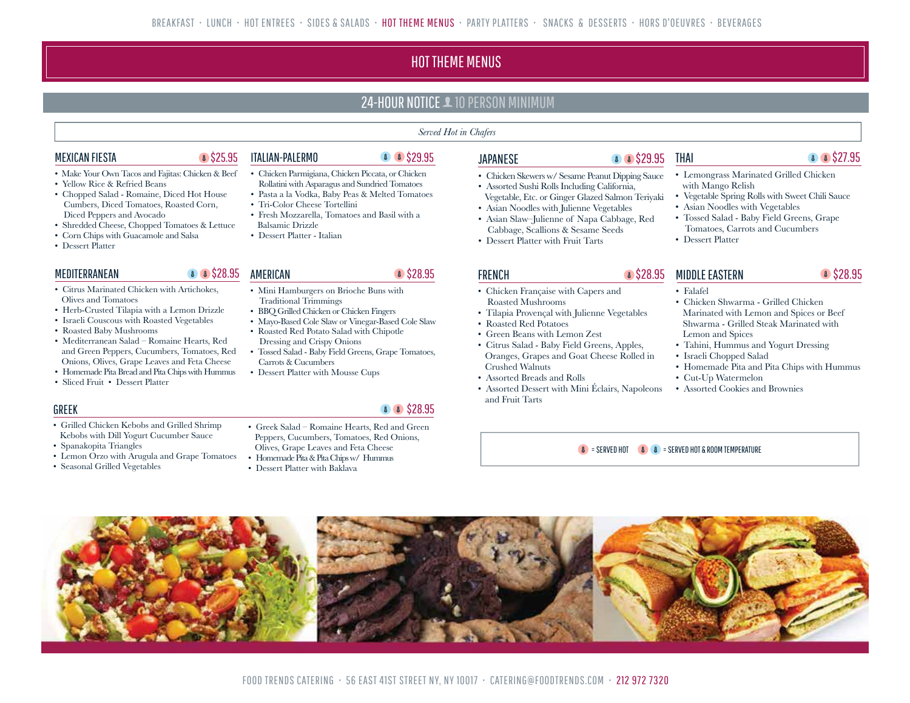BREAKFAST · LUNCH · HOT ENTREES · SIDES & SALADS · HOT THEME MENUS · PARTY PLATTERS · SNACKS & DESSERTS · HORS D'OEUVRES · BEVERAGES

# HOT THEME MENUS

## 24-HOUR NOTICE · 10 PERSON MINIMUM

*Served Hot in Chafers*

### MEXICAN FIESTA — $25.95

- Make Your Own Tacos and Fajitas: Chicken & Beef
- Yellow Rice & Refried Beans
- Chopped Salad - Romaine, Diced Hot House Cumbers, Diced Tomatoes, Roasted Corn, Diced Peppers and Avocado
- Shredded Cheese, Chopped Tomatoes & Lettuce
- Corn Chips with Guacamole and Salsa
- Dessert Platter

### ITALIAN-PALERMO — $29.95

- Chicken Parmigiana, Chicken Piccata, or Chicken Rollatini with Asparagus and Sundried Tomatoes
- Pasta a la Vodka, Baby Peas & Melted Tomatoes
- Tri-Color Cheese Tortellini
- Fresh Mozzarella, Tomatoes and Basil with a Balsamic Drizzle
- Dessert Platter - Italian

### JAPANESE — $29.95

- Chicken Skewers w/ Sesame Peanut Dipping Sauce
- Assorted Sushi Rolls Including California, Vegetable, Etc. or Ginger Glazed Salmon Teriyaki
- Asian Noodles with Julienne Vegetables
- Asian Slaw–Julienne of Napa Cabbage, Red Cabbage, Scallions & Sesame Seeds
- Dessert Platter with Fruit Tarts

### THAI — $27.95

- Lemongrass Marinated Grilled Chicken with Mango Relish
- Vegetable Spring Rolls with Sweet Chili Sauce
- Asian Noodles with Vegetables
- Tossed Salad - Baby Field Greens, Grape Tomatoes, Carrots and Cucumbers
- Dessert Platter

### MEDITERRANEAN — $28.95

- Citrus Marinated Chicken with Artichokes, Olives and Tomatoes
- Herb-Crusted Tilapia with a Lemon Drizzle
- Israeli Couscous with Roasted Vegetables
- Roasted Baby Mushrooms
- Mediterranean Salad – Romaine Hearts, Red and Green Peppers, Cucumbers, Tomatoes, Red Onions, Olives, Grape Leaves and Feta Cheese
- Homemade Pita Bread and Pita Chips with Hummus
- Sliced Fruit • Dessert Platter

### AMERICAN — $28.95

- Mini Hamburgers on Brioche Buns with Traditional Trimmings
- BBQ Grilled Chicken or Chicken Fingers
- Mayo-Based Cole Slaw or Vinegar-Based Cole Slaw
- Roasted Red Potato Salad with Chipotle Dressing and Crispy Onions
- Tossed Salad - Baby Field Greens, Grape Tomatoes, Carrots & Cucumbers
- Dessert Platter with Mousse Cups

### FRENCH — $28.95

- Chicken Française with Capers and Roasted Mushrooms
- Tilapia Provençal with Julienne Vegetables
- Roasted Red Potatoes
- Green Beans with Lemon Zest
- Citrus Salad - Baby Field Greens, Apples, Oranges, Grapes and Goat Cheese Rolled in Crushed Walnuts
- Assorted Breads and Rolls
- Assorted Dessert with Mini Éclairs, Napoleons and Fruit Tarts

### MIDDLE EASTERN — $28.95

- Falafel
- Chicken Shwarma - Grilled Chicken Marinated with Lemon and Spices or Beef Shwarma - Grilled Steak Marinated with Lemon and Spices
- Tahini, Hummus and Yogurt Dressing
- Israeli Chopped Salad
- Homemade Pita and Pita Chips with Hummus
- Cut-Up Watermelon
- Assorted Cookies and Brownies

### GREEK — $28.95

- Grilled Chicken Kebobs and Grilled Shrimp Kebobs with Dill Yogurt Cucumber Sauce
- Spanakopita Triangles
- Lemon Orzo with Arugula and Grape Tomatoes
- Seasonal Grilled Vegetables
- Greek Salad – Romaine Hearts, Red and Green Peppers, Cucumbers, Tomatoes, Red Onions, Olives, Grape Leaves and Feta Cheese
- Homemade Pita & Pita Chips w/ Hummus
- Dessert Platter with Baklava

= SERVED HOT · = SERVED HOT & ROOM TEMPERATURE

FOOD TRENDS CATERING · 56 EAST 41ST STREET NY, NY 10017 · CATERING@FOODTRENDS.COM · 212 972 7320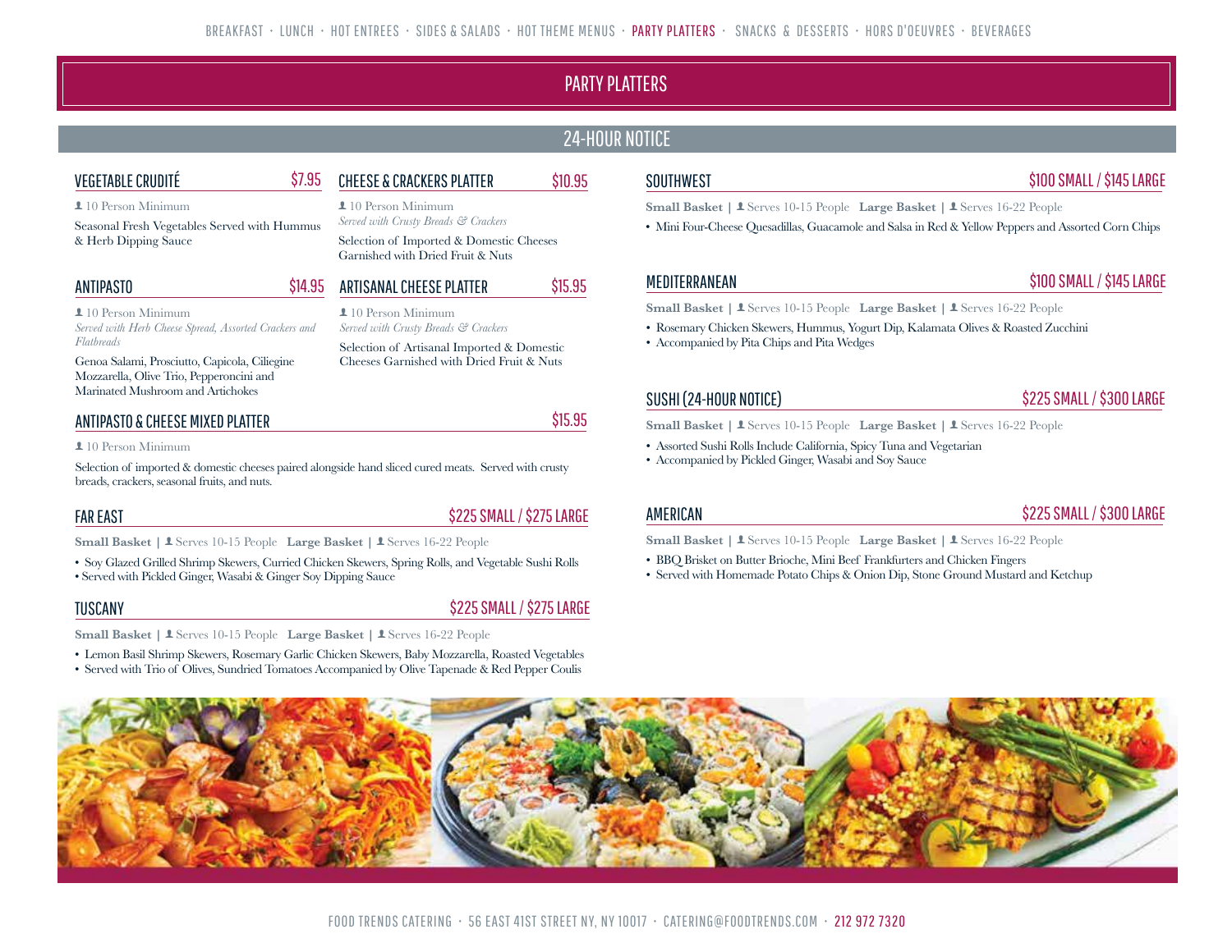# PARTY PLATTERS

## 24-HOUR NOTICE

### VEGETABLE CRUDITÉ — $7.95

10 Person Minimum

Seasonal Fresh Vegetables Served with Hummus & Herb Dipping Sauce

### CHEESE & CRACKERS PLATTER — $10.95

10 Person Minimum

*Served with Crusty Breads & Crackers*

Selection of Imported & Domestic Cheeses Garnished with Dried Fruit & Nuts

### ANTIPASTO — $14.95

10 Person Minimum

*Served with Herb Cheese Spread, Assorted Crackers and Flatbreads*

Genoa Salami, Prosciutto, Capicola, Ciliegine Mozzarella, Olive Trio, Pepperoncini and Marinated Mushroom and Artichokes

### ARTISANAL CHEESE PLATTER — $15.95

10 Person Minimum

*Served with Crusty Breads & Crackers*

Selection of Artisanal Imported & Domestic Cheeses Garnished with Dried Fruit & Nuts

### ANTIPASTO & CHEESE MIXED PLATTER — $15.95

10 Person Minimum

Selection of imported & domestic cheeses paired alongside hand sliced cured meats. Served with crusty breads, crackers, seasonal fruits, and nuts.

### FAR EAST — $225 SMALL / $275 LARGE

**Small Basket** | Serves 10-15 People **Large Basket** | Serves 16-22 People

- Soy Glazed Grilled Shrimp Skewers, Curried Chicken Skewers, Spring Rolls, and Vegetable Sushi Rolls
- Served with Pickled Ginger, Wasabi & Ginger Soy Dipping Sauce

### TUSCANY — $225 SMALL / $275 LARGE

**Small Basket** | Serves 10-15 People **Large Basket** | Serves 16-22 People

- Lemon Basil Shrimp Skewers, Rosemary Garlic Chicken Skewers, Baby Mozzarella, Roasted Vegetables
- Served with Trio of Olives, Sundried Tomatoes Accompanied by Olive Tapenade & Red Pepper Coulis

### SOUTHWEST — $100 SMALL / $145 LARGE

**Small Basket** | Serves 10-15 People **Large Basket** | Serves 16-22 People

- Mini Four-Cheese Quesadillas, Guacamole and Salsa in Red & Yellow Peppers and Assorted Corn Chips

### MEDITERRANEAN — $100 SMALL / $145 LARGE

**Small Basket** | Serves 10-15 People **Large Basket** | Serves 16-22 People

- Rosemary Chicken Skewers, Hummus, Yogurt Dip, Kalamata Olives & Roasted Zucchini
- Accompanied by Pita Chips and Pita Wedges

### SUSHI (24-HOUR NOTICE) — $225 SMALL / $300 LARGE

**Small Basket** | Serves 10-15 People **Large Basket** | Serves 16-22 People

- Assorted Sushi Rolls Include California, Spicy Tuna and Vegetarian
- Accompanied by Pickled Ginger, Wasabi and Soy Sauce

### AMERICAN — $225 SMALL / $300 LARGE

**Small Basket** | Serves 10-15 People **Large Basket** | Serves 16-22 People

- BBQ Brisket on Butter Brioche, Mini Beef Frankfurters and Chicken Fingers
- Served with Homemade Potato Chips & Onion Dip, Stone Ground Mustard and Ketchup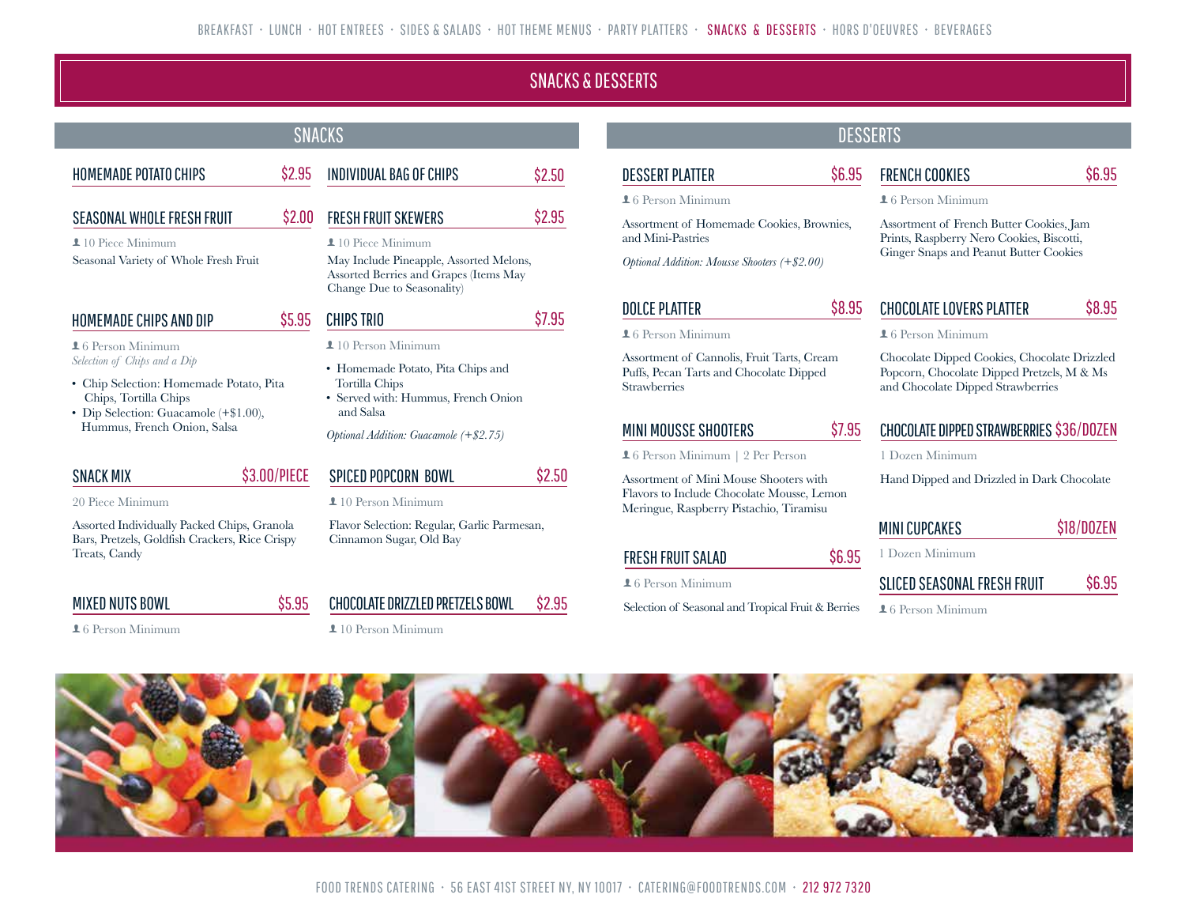# SNACKS & DESSERTS

## SNACKS

### HOMEMADE POTATO CHIPS $2.95

### INDIVIDUAL BAG OF CHIPS $2.50

### SEASONAL WHOLE FRESH FRUIT $2.00

10 Piece Minimum

Seasonal Variety of Whole Fresh Fruit

### FRESH FRUIT SKEWERS $2.95

10 Piece Minimum

May Include Pineapple, Assorted Melons, Assorted Berries and Grapes (Items May Change Due to Seasonality)

### HOMEMADE CHIPS AND DIP $5.95

6 Person Minimum

*Selection of Chips and a Dip*

- Chip Selection: Homemade Potato, Pita Chips, Tortilla Chips
- Dip Selection: Guacamole (+$1.00), Hummus, French Onion, Salsa

### CHIPS TRIO $7.95

10 Person Minimum

- Homemade Potato, Pita Chips and Tortilla Chips
- Served with: Hummus, French Onion and Salsa

*Optional Addition: Guacamole (+$2.75)*

### SNACK MIX $3.00/PIECE

20 Piece Minimum

Assorted Individually Packed Chips, Granola Bars, Pretzels, Goldfish Crackers, Rice Crispy Treats, Candy

### SPICED POPCORN BOWL $2.50

10 Person Minimum

Flavor Selection: Regular, Garlic Parmesan, Cinnamon Sugar, Old Bay

### MIXED NUTS BOWL $5.95

6 Person Minimum

### CHOCOLATE DRIZZLED PRETZELS BOWL $2.95

10 Person Minimum

## DESSERTS

### DESSERT PLATTER $6.95

6 Person Minimum

Assortment of Homemade Cookies, Brownies, and Mini-Pastries

*Optional Addition: Mousse Shooters (+$2.00)*

### FRENCH COOKIES $6.95

6 Person Minimum

Assortment of French Butter Cookies, Jam Prints, Raspberry Nero Cookies, Biscotti, Ginger Snaps and Peanut Butter Cookies

### DOLCE PLATTER $8.95

6 Person Minimum

Assortment of Cannolis, Fruit Tarts, Cream Puffs, Pecan Tarts and Chocolate Dipped Strawberries

### CHOCOLATE LOVERS PLATTER $8.95

6 Person Minimum

Chocolate Dipped Cookies, Chocolate Drizzled Popcorn, Chocolate Dipped Pretzels, M & Ms and Chocolate Dipped Strawberries

### MINI MOUSSE SHOOTERS $7.95

6 Person Minimum | 2 Per Person

Assortment of Mini Mouse Shooters with Flavors to Include Chocolate Mousse, Lemon Meringue, Raspberry Pistachio, Tiramisu

### CHOCOLATE DIPPED STRAWBERRIES $36/DOZEN

1 Dozen Minimum

Hand Dipped and Drizzled in Dark Chocolate

### MINI CUPCAKES $18/DOZEN

1 Dozen Minimum

### FRESH FRUIT SALAD $6.95

6 Person Minimum

Selection of Seasonal and Tropical Fruit & Berries

### SLICED SEASONAL FRESH FRUIT $6.95

6 Person Minimum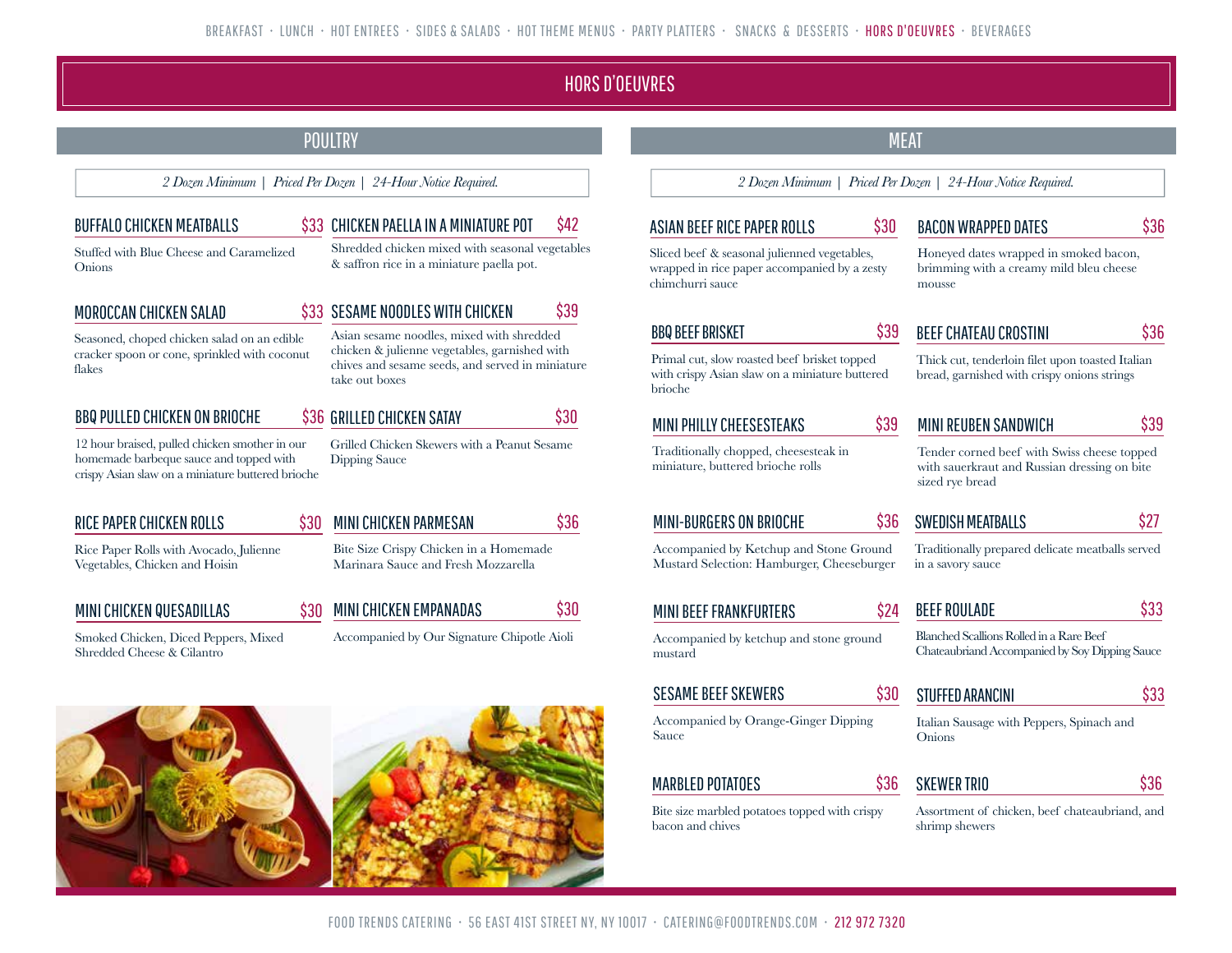BREAKFAST · LUNCH · HOT ENTREES · SIDES & SALADS · HOT THEME MENUS · PARTY PLATTERS · SNACKS & DESSERTS · HORS D'OEUVRES · BEVERAGES

# HORS D'OEUVRES

## POULTRY

*2 Dozen Minimum | Priced Per Dozen | 24-Hour Notice Required.*

### BUFFALO CHICKEN MEATBALLS $33

Stuffed with Blue Cheese and Caramelized Onions

### CHICKEN PAELLA IN A MINIATURE POT $42

Shredded chicken mixed with seasonal vegetables & saffron rice in a miniature paella pot.

### MOROCCAN CHICKEN SALAD $33

Seasoned, choped chicken salad on an edible cracker spoon or cone, sprinkled with coconut flakes

### SESAME NOODLES WITH CHICKEN $39

Asian sesame noodles, mixed with shredded chicken & julienne vegetables, garnished with chives and sesame seeds, and served in miniature take out boxes

### BBQ PULLED CHICKEN ON BRIOCHE $36

12 hour braised, pulled chicken smother in our homemade barbeque sauce and topped with crispy Asian slaw on a miniature buttered brioche

### GRILLED CHICKEN SATAY $30

Grilled Chicken Skewers with a Peanut Sesame Dipping Sauce

### RICE PAPER CHICKEN ROLLS $30

Rice Paper Rolls with Avocado, Julienne Vegetables, Chicken and Hoisin

### MINI CHICKEN PARMESAN $36

Bite Size Crispy Chicken in a Homemade Marinara Sauce and Fresh Mozzarella

### MINI CHICKEN QUESADILLAS $30

Smoked Chicken, Diced Peppers, Mixed Shredded Cheese & Cilantro

### MINI CHICKEN EMPANADAS $30

Accompanied by Our Signature Chipotle Aioli

## MEAT

*2 Dozen Minimum | Priced Per Dozen | 24-Hour Notice Required.*

### ASIAN BEEF RICE PAPER ROLLS $30

Sliced beef & seasonal julienned vegetables, wrapped in rice paper accompanied by a zesty chimchurri sauce

### BACON WRAPPED DATES $36

Honeyed dates wrapped in smoked bacon, brimming with a creamy mild bleu cheese mousse

### BBQ BEEF BRISKET $39

Primal cut, slow roasted beef brisket topped with crispy Asian slaw on a miniature buttered brioche

### BEEF CHATEAU CROSTINI $36

Thick cut, tenderloin filet upon toasted Italian bread, garnished with crispy onions strings

### MINI PHILLY CHEESESTEAKS $39

Traditionally chopped, cheesesteak in miniature, buttered brioche rolls

### MINI REUBEN SANDWICH $39

Tender corned beef with Swiss cheese topped with sauerkraut and Russian dressing on bite sized rye bread

### MINI-BURGERS ON BRIOCHE $36

Accompanied by Ketchup and Stone Ground Mustard Selection: Hamburger, Cheeseburger

### SWEDISH MEATBALLS $27

Traditionally prepared delicate meatballs served in a savory sauce

### MINI BEEF FRANKFURTERS $24

Accompanied by ketchup and stone ground mustard

### BEEF ROULADE $33

Blanched Scallions Rolled in a Rare Beef Chateaubriand Accompanied by Soy Dipping Sauce

### SESAME BEEF SKEWERS $30

Accompanied by Orange-Ginger Dipping Sauce

### STUFFED ARANCINI $33

Italian Sausage with Peppers, Spinach and Onions

### MARBLED POTATOES $36

Bite size marbled potatoes topped with crispy bacon and chives

### SKEWER TRIO $36

Assortment of chicken, beef chateaubriand, and shrimp shewers

FOOD TRENDS CATERING · 56 EAST 41ST STREET NY, NY 10017 · CATERING@FOODTRENDS.COM · 212 972 7320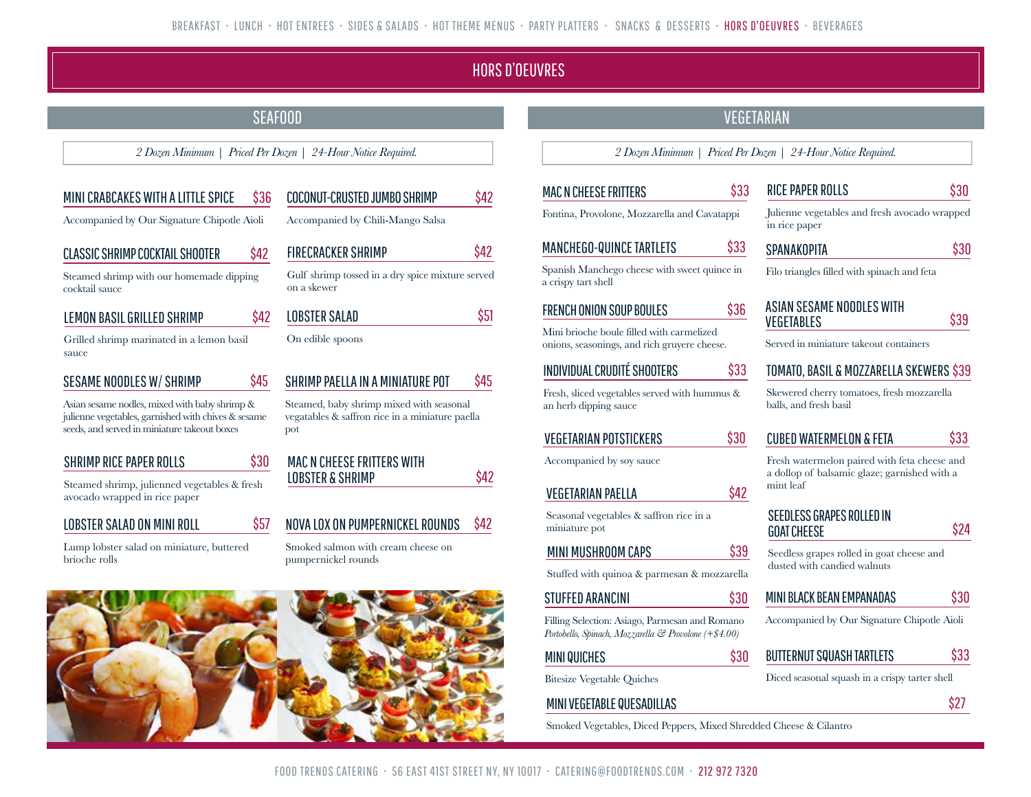BREAKFAST · LUNCH · HOT ENTREES · SIDES & SALADS · HOT THEME MENUS · PARTY PLATTERS · SNACKS & DESSERTS · HORS D'OEUVRES · BEVERAGES

# HORS D'OEUVRES

## SEAFOOD

*2 Dozen Minimum | Priced Per Dozen | 24-Hour Notice Required.*

### MINI CRABCAKES WITH A LITTLE SPICE $36
Accompanied by Our Signature Chipotle Aioli

### CLASSIC SHRIMP COCKTAIL SHOOTER $42
Steamed shrimp with our homemade dipping cocktail sauce

### LEMON BASIL GRILLED SHRIMP $42
Grilled shrimp marinated in a lemon basil sauce

### SESAME NOODLES W/ SHRIMP $45
Asian sesame nodles, mixed with baby shrimp & julienne vegetables, garnished with chives & sesame seeds, and served in miniature takeout boxes

### SHRIMP RICE PAPER ROLLS $30
Steamed shrimp, julienned vegetables & fresh avocado wrapped in rice paper

### LOBSTER SALAD ON MINI ROLL $57
Lump lobster salad on miniature, buttered brioche rolls

### COCONUT-CRUSTED JUMBO SHRIMP $42
Accompanied by Chili-Mango Salsa

### FIRECRACKER SHRIMP $42
Gulf shrimp tossed in a dry spice mixture served on a skewer

### LOBSTER SALAD $51
On edible spoons

### SHRIMP PAELLA IN A MINIATURE POT $45
Steamed, baby shrimp mixed with seasonal vegatables & saffron rice in a miniature paella pot

### MAC N CHEESE FRITTERS WITH LOBSTER & SHRIMP $42

### NOVA LOX ON PUMPERNICKEL ROUNDS $42
Smoked salmon with cream cheese on pumpernickel rounds

## VEGETARIAN

*2 Dozen Minimum | Priced Per Dozen | 24-Hour Notice Required.*

### MAC N CHEESE FRITTERS $33
Fontina, Provolone, Mozzarella and Cavatappi

### MANCHEGO-QUINCE TARTLETS $33
Spanish Manchego cheese with sweet quince in a crispy tart shell

### FRENCH ONION SOUP BOULES $36
Mini brioche boule filled with carmelized onions, seasonings, and rich gruyere cheese.

### INDIVIDUAL CRUDITÉ SHOOTERS $33
Fresh, sliced vegetables served with hummus & an herb dipping sauce

### VEGETARIAN POTSTICKERS $30
Accompanied by soy sauce

### VEGETARIAN PAELLA $42
Seasonal vegetables & saffron rice in a miniature pot

### MINI MUSHROOM CAPS $39
Stuffed with quinoa & parmesan & mozzarella

### STUFFED ARANCINI $30
Filling Selection: Asiago, Parmesan and Romano
*Portobello, Spinach, Mozzarella & Provolone (+$4.00)*

### MINI QUICHES $30
Bitesize Vegetable Quiches

### RICE PAPER ROLLS $30
Julienne vegetables and fresh avocado wrapped in rice paper

### SPANAKOPITA $30
Filo triangles filled with spinach and feta

### ASIAN SESAME NOODLES WITH VEGETABLES $39
Served in miniature takeout containers

### TOMATO, BASIL & MOZZARELLA SKEWERS $39
Skewered cherry tomatoes, fresh mozzarella balls, and fresh basil

### CUBED WATERMELON & FETA $33
Fresh watermelon paired with feta cheese and a dollop of balsamic glaze; garnished with a mint leaf

### SEEDLESS GRAPES ROLLED IN GOAT CHEESE $24
Seedless grapes rolled in goat cheese and dusted with candied walnuts

### MINI BLACK BEAN EMPANADAS $30
Accompanied by Our Signature Chipotle Aioli

### BUTTERNUT SQUASH TARTLETS $33
Diced seasonal squash in a crispy tarter shell

### MINI VEGETABLE QUESADILLAS $27
Smoked Vegetables, Diced Peppers, Mixed Shredded Cheese & Cilantro

FOOD TRENDS CATERING · 56 EAST 41ST STREET NY, NY 10017 · CATERING@FOODTRENDS.COM · 212 972 7320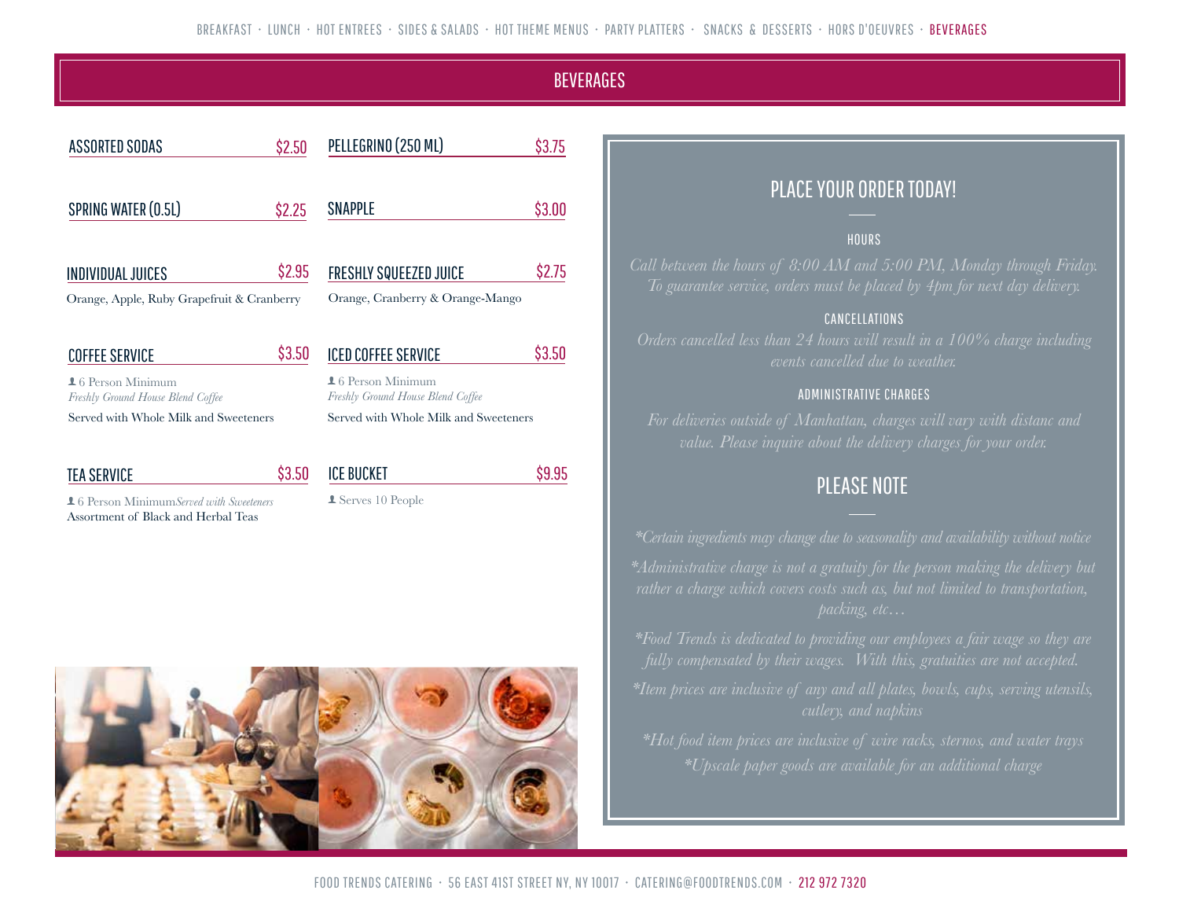BREAKFAST · LUNCH · HOT ENTREES · SIDES & SALADS · HOT THEME MENUS · PARTY PLATTERS · SNACKS & DESSERTS · HORS D'OEUVRES · BEVERAGES

# BEVERAGES

**ASSORTED SODAS** — $2.50

**SPRING WATER (0.5L)** — $2.25

**INDIVIDUAL JUICES** — $2.95
Orange, Apple, Ruby Grapefruit & Cranberry

**COFFEE SERVICE** — $3.50
6 Person Minimum
*Freshly Ground House Blend Coffee*
Served with Whole Milk and Sweeteners

**TEA SERVICE** — $3.50
6 Person Minimum *Served with Sweeteners*
Assortment of Black and Herbal Teas

**PELLEGRINO (250 ML)** — $3.75

**SNAPPLE** — $3.00

**FRESHLY SQUEEZED JUICE** — $2.75
Orange, Cranberry & Orange-Mango

**ICED COFFEE SERVICE** — $3.50
6 Person Minimum
*Freshly Ground House Blend Coffee*
Served with Whole Milk and Sweeteners

**ICE BUCKET** — $9.95
Serves 10 People

## PLACE YOUR ORDER TODAY!

### HOURS

*Call between the hours of 8:00 AM and 5:00 PM, Monday through Friday. To guarantee service, orders must be placed by 4pm for next day delivery.*

### CANCELLATIONS

*Orders cancelled less than 24 hours will result in a 100% charge including events cancelled due to weather.*

### ADMINISTRATIVE CHARGES

*For deliveries outside of Manhattan, charges will vary with distanc and value. Please inquire about the delivery charges for your order.*

## PLEASE NOTE

*\*Certain ingredients may change due to seasonality and availability without notice*

*\*Administrative charge is not a gratuity for the person making the delivery but rather a charge which covers costs such as, but not limited to transportation, packing, etc…*

*\*Food Trends is dedicated to providing our employees a fair wage so they are fully compensated by their wages. With this, gratuities are not accepted.*

*\*Item prices are inclusive of any and all plates, bowls, cups, serving utensils, cutlery, and napkins*

*\*Hot food item prices are inclusive of wire racks, sternos, and water trays*

*\*Upscale paper goods are available for an additional charge*

FOOD TRENDS CATERING · 56 EAST 41ST STREET NY, NY 10017 · CATERING@FOODTRENDS.COM · 212 972 7320